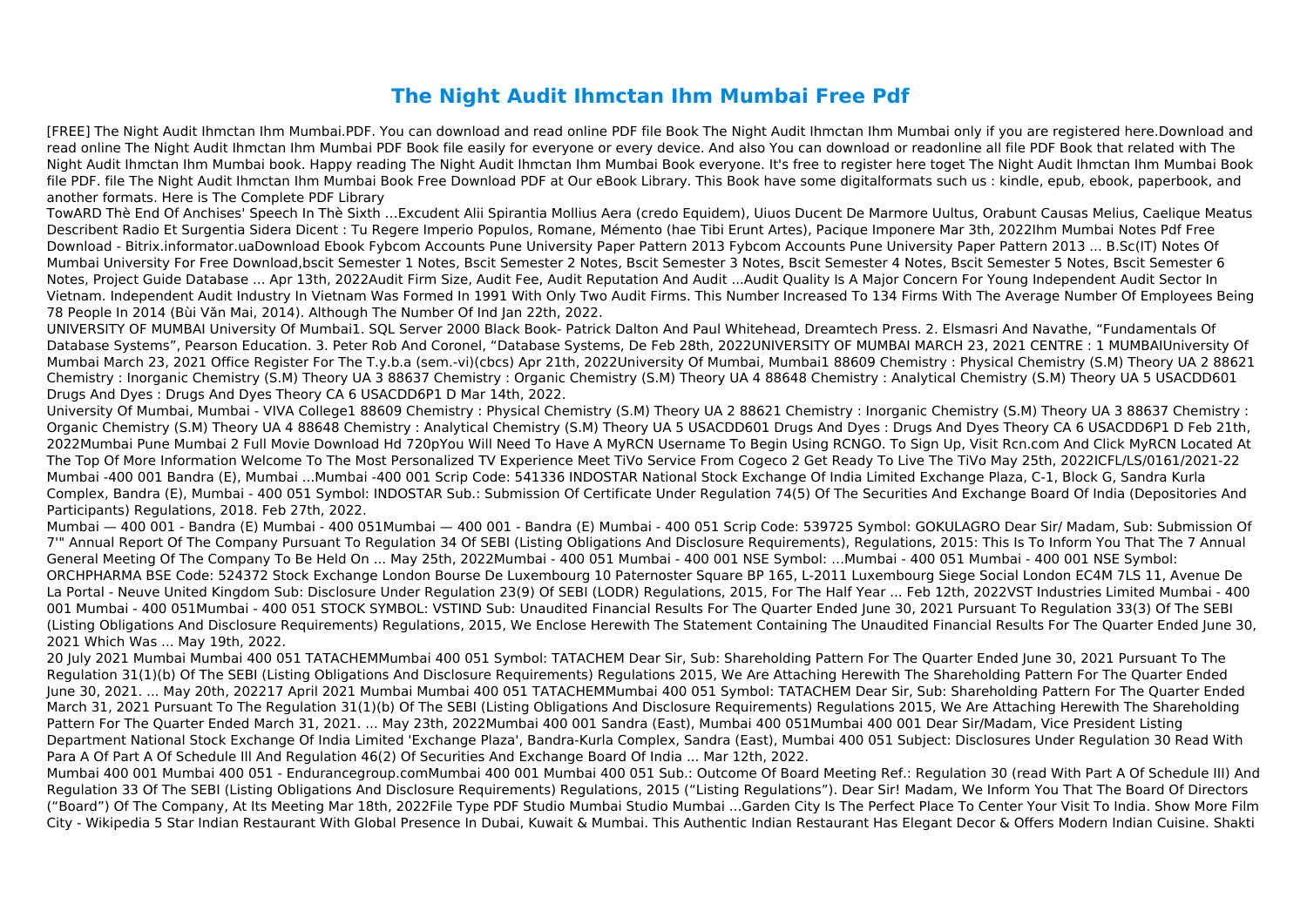# The Night Audit Ihmctan Ihm Mumbai Free Pdf

[FREE] The Night Audit Ihmctan Ihm Mumbai.PDF. You can download and read online PDF file Book The Night Audit Ihmctan Ihm Mumbai only if you are registered here.Download and read online The Night Audit Ihmctan Ihm Mumbai PDF Book file easily for everyone or every device. And also You can download or readonline all file PDF Book that related with The Night Audit Ihmctan Ihm Mumbai book. Happy reading The Night Audit Ihmctan Ihm Mumbai Book everyone. It's free to register here toget The Night Audit Ihmctan Ihm Mumbai Book file PDF. file The Night Audit Ihmctan Ihm Mumbai Book Free Download PDF at Our eBook Library. This Book have some digitalformats such us : kindle, epub, ebook, paperbook, and another formats. Here is The Complete PDF Library

TowARD Thè End Of Anchises' Speech In Thè Sixth …Excudent Alii Spirantia Mollius Aera (credo Equidem), Uiuos Ducent De Marmore Uultus, Orabunt Causas Melius, Caelique Meatus Describent Radio Et Surgentia Sidera Dicent : Tu Regere Imperio Populos, Romane, Mémento (hae Tibi Erunt Artes), Pacique Imponere Mar 3th, 2022Ihm Mumbai Notes Pdf Free Download - Bitrix.informator.uaDownload Ebook Fybcom Accounts Pune University Paper Pattern 2013 Fybcom Accounts Pune University Paper Pattern 2013 ... B.Sc(IT) Notes Of Mumbai University For Free Download,bscit Semester 1 Notes, Bscit Semester 2 Notes, Bscit Semester 3 Notes, Bscit Semester 4 Notes, Bscit Semester 5 Notes, Bscit Semester 6 Notes, Project Guide Database ... Apr 13th, 2022Audit Firm Size, Audit Fee, Audit Reputation And Audit ...Audit Quality Is A Major Concern For Young Independent Audit Sector In Vietnam. Independent Audit Industry In Vietnam Was Formed In 1991 With Only Two Audit Firms. This Number Increased To 134 Firms With The Average Number Of Employees Being 78 People In 2014 (Bùi Văn Mai, 2014). Although The Number Of Ind Jan 22th, 2022.

UNIVERSITY OF MUMBAI University Of Mumbai1. SQL Server 2000 Black Book- Patrick Dalton And Paul Whitehead, Dreamtech Press. 2. Elsmasri And Navathe, "Fundamentals Of Database Systems", Pearson Education. 3. Peter Rob And Coronel, "Database Systems, De Feb 28th, 2022UNIVERSITY OF MUMBAI MARCH 23, 2021 CENTRE : 1 MUMBAIUniversity Of Mumbai March 23, 2021 Office Register For The T.y.b.a (sem.-vi)(cbcs) Apr 21th, 2022University Of Mumbai, Mumbai1 88609 Chemistry : Physical Chemistry (S.M) Theory UA 2 88621 Chemistry : Inorganic Chemistry (S.M) Theory UA 3 88637 Chemistry : Organic Chemistry (S.M) Theory UA 4 88648 Chemistry : Analytical Chemistry (S.M) Theory UA 5 USACDD601 Drugs And Dyes : Drugs And Dyes Theory CA 6 USACDD6P1 D Mar 14th, 2022.

University Of Mumbai, Mumbai - VIVA College1 88609 Chemistry : Physical Chemistry (S.M) Theory UA 2 88621 Chemistry : Inorganic Chemistry (S.M) Theory UA 3 88637 Chemistry : Organic Chemistry (S.M) Theory UA 4 88648 Chemistry : Analytical Chemistry (S.M) Theory UA 5 USACDD601 Drugs And Dyes : Drugs And Dyes Theory CA 6 USACDD6P1 D Feb 21th, 2022Mumbai Pune Mumbai 2 Full Movie Download Hd 720pYou Will Need To Have A MyRCN Username To Begin Using RCNGO. To Sign Up, Visit Rcn.com And Click MyRCN Located At The Top Of More Information Welcome To The Most Personalized TV Experience Meet TiVo Service From Cogeco 2 Get Ready To Live The TiVo May 25th, 2022ICFL/LS/0161/2021-22 Mumbai -400 001 Bandra (E), Mumbai ...Mumbai -400 001 Scrip Code: 541336 INDOSTAR National Stock Exchange Of India Limited Exchange Plaza, C-1, Block G, Sandra Kurla Complex, Bandra (E), Mumbai - 400 051 Symbol: INDOSTAR Sub.: Submission Of Certificate Under Regulation 74(5) Of The Securities And Exchange Board Of India (Depositories And Participants) Regulations, 2018. Feb 27th, 2022.

Mumbai — 400 001 - Bandra (E) Mumbai - 400 051Mumbai — 400 001 - Bandra (E) Mumbai - 400 051 Scrip Code: 539725 Symbol: GOKULAGRO Dear Sir/ Madam, Sub: Submission Of 7'" Annual Report Of The Company Pursuant To Regulation 34 Of SEBI (Listing Obligations And Disclosure Requirements), Regulations, 2015: This Is To Inform You That The 7 Annual General Meeting Of The Company To Be Held On ... May 25th, 2022Mumbai - 400 051 Mumbai - 400 001 NSE Symbol: …Mumbai - 400 051 Mumbai - 400 001 NSE Symbol: ORCHPHARMA BSE Code: 524372 Stock Exchange London Bourse De Luxembourg 10 Paternoster Square BP 165, L-2011 Luxembourg Siege Social London EC4M 7LS 11, Avenue De La Portal - Neuve United Kingdom Sub: Disclosure Under Regulation 23(9) Of SEBI (LODR) Regulations, 2015, For The Half Year ... Feb 12th, 2022VST Industries Limited Mumbai - 400 001 Mumbai - 400 051Mumbai - 400 051 STOCK SYMBOL: VSTIND Sub: Unaudited Financial Results For The Quarter Ended June 30, 2021 Pursuant To Regulation 33(3) Of The SEBI (Listing Obligations And Disclosure Requirements) Regulations, 2015, We Enclose Herewith The Statement Containing The Unaudited Financial Results For The Quarter Ended June 30, 2021 Which Was ... May 19th, 2022.

20 July 2021 Mumbai Mumbai 400 051 TATACHEMMumbai 400 051 Symbol: TATACHEM Dear Sir, Sub: Shareholding Pattern For The Quarter Ended June 30, 2021 Pursuant To The Regulation 31(1)(b) Of The SEBI (Listing Obligations And Disclosure Requirements) Regulations 2015, We Are Attaching Herewith The Shareholding Pattern For The Quarter Ended June 30, 2021. ... May 20th, 202217 April 2021 Mumbai Mumbai 400 051 TATACHEMMumbai 400 051 Symbol: TATACHEM Dear Sir, Sub: Shareholding Pattern For The Quarter Ended March 31, 2021 Pursuant To The Regulation 31(1)(b) Of The SEBI (Listing Obligations And Disclosure Requirements) Regulations 2015, We Are Attaching Herewith The Shareholding Pattern For The Quarter Ended March 31, 2021. ... May 23th, 2022Mumbai 400 001 Sandra (East), Mumbai 400 051Mumbai 400 001 Dear Sir/Madam, Vice President Listing Department National Stock Exchange Of India Limited 'Exchange Plaza', Bandra-Kurla Complex, Sandra (East), Mumbai 400 051 Subject: Disclosures Under Regulation 30 Read With Para A Of Part A Of Schedule Ill And Regulation 46(2) Of Securities And Exchange Board Of India ... Mar 12th, 2022.

Mumbai 400 001 Mumbai 400 051 - Endurancegroup.comMumbai 400 001 Mumbai 400 051 Sub.: Outcome Of Board Meeting Ref.: Regulation 30 (read With Part A Of Schedule III) And Regulation 33 Of The SEBI (Listing Obligations And Disclosure Requirements) Regulations, 2015 ("Listing Regulations"). Dear Sir! Madam, We Inform You That The Board Of Directors ("Board") Of The Company, At Its Meeting Mar 18th, 2022File Type PDF Studio Mumbai Studio Mumbai ...Garden City Is The Perfect Place To Center Your Visit To India. Show More Film City - Wikipedia 5 Star Indian Restaurant With Global Presence In Dubai, Kuwait & Mumbai. This Authentic Indian Restaurant Has Elegant Decor & Offers Modern Indian Cuisine. Shakti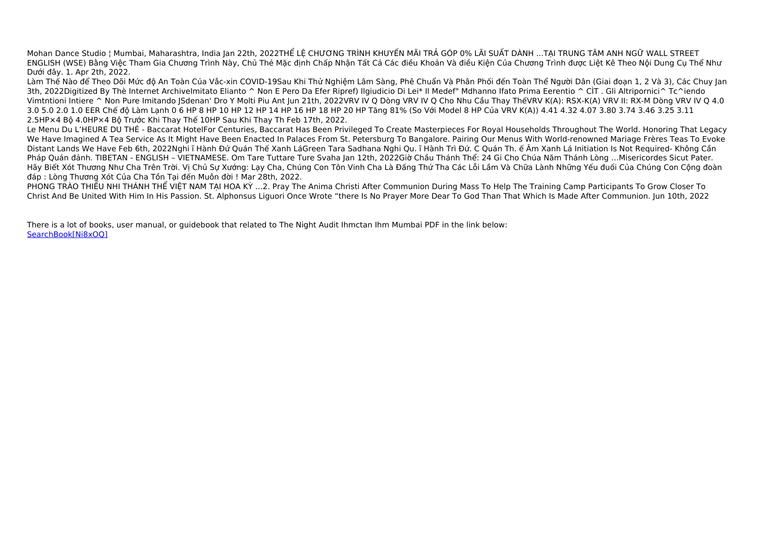Mohan Dance Studio ¦ Mumbai, Maharashtra, India Jan 22th, 2022THỂ LỆ CHƯƠNG TRÌNH KHUYẾN MÃI TRẢ GÓP 0% LÃI SUẤT DÀNH ...TẠI TRUNG TÂM ANH NGỮ WALL STREET ENGLISH (WSE) Bằng Việc Tham Gia Chương Trình Này, Chủ Thẻ Mặc định Chấp Nhận Tất Cả Các điều Khoản Và điều Kiện Của Chương Trình được Liệt Kê Theo Nội Dung Cụ Thể Như Dưới đây. 1. Apr 2th, 2022.

Làm Thế Nào để Theo Dõi Mức độ An Toàn Của Vắc-xin COVID-19Sau Khi Thử Nghiệm Lâm Sàng, Phê Chuẩn Và Phân Phối đến Toàn Thể Người Dân (Giai đoạn 1, 2 Và 3), Các Chuy Jan 3th, 2022Digitized By Thè Internet ArchiveImitato Elianto ^ Non E Pero Da Efer Ripref) Ilgiudicio Di Lei* Il Medef" Mdhanno Ifato Prima Eerentio ^ CÌT . Gli Altripornici^ Tc^iendo Vimtntioni Intiere ^ Non Pure Imitando JSdenan' Dro Y Molti Piu Ant Jun 21th, 2022VRV IV Q Dòng VRV IV Q Cho Nhu Cầu Thay ThếVRV K(A): RSX-K(A) VRV II: RX-M Dòng VRV IV Q 4.0 3.0 5.0 2.0 1.0 EER Chế độ Làm Lạnh 0 6 HP 8 HP 10 HP 12 HP 14 HP 16 HP 18 HP 20 HP Tăng 81% (So Với Model 8 HP Của VRV K(A)) 4.41 4.32 4.07 3.80 3.74 3.46 3.25 3.11 2.5HP×4 Bộ 4.0HP×4 Bộ Trước Khi Thay Thế 10HP Sau Khi Thay Th Feb 17th, 2022.

Le Menu Du L'HEURE DU THÉ - Baccarat HotelFor Centuries, Baccarat Has Been Privileged To Create Masterpieces For Royal Households Throughout The World. Honoring That Legacy We Have Imagined A Tea Service As It Might Have Been Enacted In Palaces From St. Petersburg To Bangalore. Pairing Our Menus With World-renowned Mariage Frères Teas To Evoke Distant Lands We Have Feb 6th, 2022Nghi ĩ Hành Đứ Quán Thế Xanh LáGreen Tara Sadhana Nghi Qu. ĩ Hành Trì Đứ. C Quán Th. ế Âm Xanh Lá Initiation Is Not Required‐ Không Cần Pháp Quán đảnh. TIBETAN ‐ ENGLISH – VIETNAMESE. Om Tare Tuttare Ture Svaha Jan 12th, 2022Giờ Chầu Thánh Thể: 24 Gi Cho Chúa Năm Thánh Lòng …Misericordes Sicut Pater. Hãy Biết Xót Thương Như Cha Trên Trời. Vị Chủ Sự Xướng: Lạy Cha, Chúng Con Tôn Vinh Cha Là Đấng Thứ Tha Các Lỗi Lầm Và Chữa Lành Những Yếu đuối Của Chúng Con Cộng đoàn đáp : Lòng Thương Xót Của Cha Tồn Tại đến Muôn đời ! Mar 28th, 2022.

PHONG TRÀO THIẾU NHI THÁNH THỂ VIỆT NAM TẠI HOA KỲ …2. Pray The Anima Christi After Communion During Mass To Help The Training Camp Participants To Grow Closer To Christ And Be United With Him In His Passion. St. Alphonsus Liguori Once Wrote "there Is No Prayer More Dear To God Than That Which Is Made After Communion. Jun 10th, 2022

There is a lot of books, user manual, or guidebook that related to The Night Audit Ihmctan Ihm Mumbai PDF in the link below:
SearchBook[Ni8xOQ]